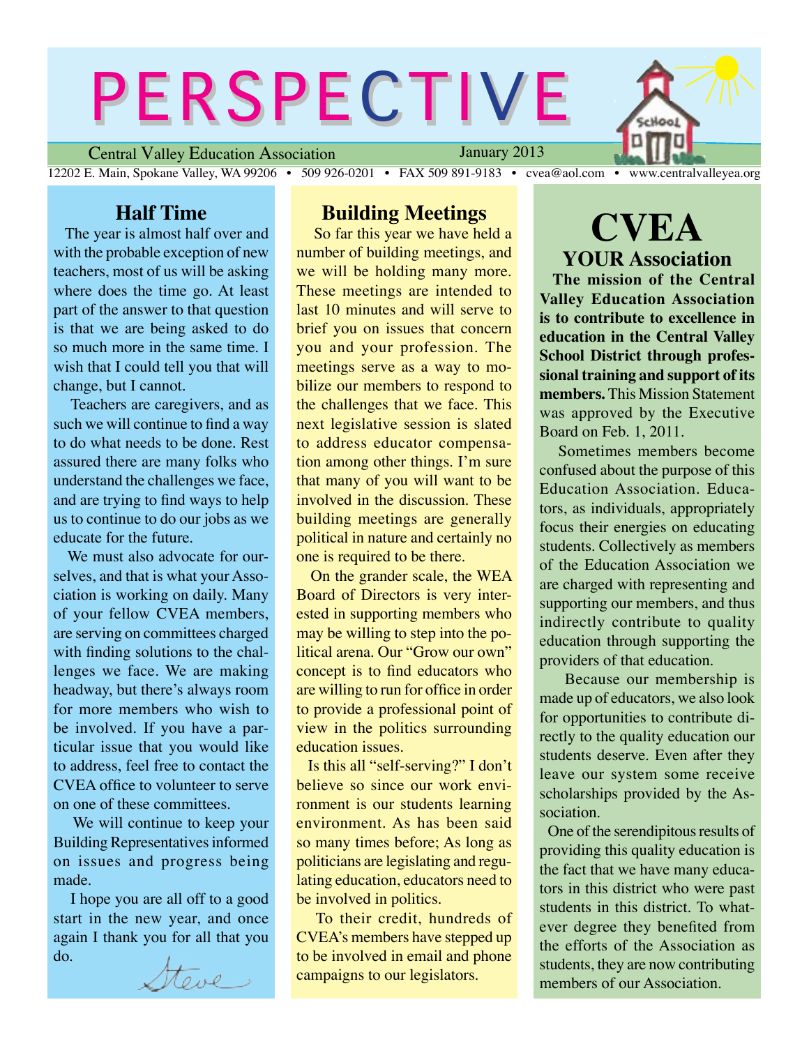# PERSPECTIVE

Central Valley Education Association — January 2013

12202 E. Main, Spokane Valley, WA 99206 • 509 926-0201 • FAX 509 891-9183 • cvea@aol.com • www.centralvalleyea.org

## Half Time

The year is almost half over and with the probable exception of new teachers, most of us will be asking where does the time go. At least part of the answer to that question is that we are being asked to do so much more in the same time. I wish that I could tell you that will change, but I cannot.

Teachers are caregivers, and as such we will continue to find a way to do what needs to be done. Rest assured there are many folks who understand the challenges we face, and are trying to find ways to help us to continue to do our jobs as we educate for the future.

We must also advocate for ourselves, and that is what your Association is working on daily. Many of your fellow CVEA members, are serving on committees charged with finding solutions to the challenges we face. We are making headway, but there's always room for more members who wish to be involved. If you have a particular issue that you would like to address, feel free to contact the CVEA office to volunteer to serve on one of these committees.

We will continue to keep your Building Representatives informed on issues and progress being made.

I hope you are all off to a good start in the new year, and once again I thank you for all that you do.

*Steve*

## Building Meetings

So far this year we have held a number of building meetings, and we will be holding many more. These meetings are intended to last 10 minutes and will serve to brief you on issues that concern you and your profession. The meetings serve as a way to mobilize our members to respond to the challenges that we face. This next legislative session is slated to address educator compensation among other things. I'm sure that many of you will want to be involved in the discussion. These building meetings are generally political in nature and certainly no one is required to be there.

On the grander scale, the WEA Board of Directors is very interested in supporting members who may be willing to step into the political arena. Our "Grow our own" concept is to find educators who are willing to run for office in order to provide a professional point of view in the politics surrounding education issues.

Is this all "self-serving?" I don't believe so since our work environment is our students learning environment. As has been said so many times before; As long as politicians are legislating and regulating education, educators need to be involved in politics.

To their credit, hundreds of CVEA's members have stepped up to be involved in email and phone campaigns to our legislators.

# CVEA

## YOUR Association

**The mission of the Central Valley Education Association is to contribute to excellence in education in the Central Valley School District through professional training and support of its members.** This Mission Statement was approved by the Executive Board on Feb. 1, 2011.

Sometimes members become confused about the purpose of this Education Association. Educators, as individuals, appropriately focus their energies on educating students. Collectively as members of the Education Association we are charged with representing and supporting our members, and thus indirectly contribute to quality education through supporting the providers of that education.

Because our membership is made up of educators, we also look for opportunities to contribute directly to the quality education our students deserve. Even after they leave our system some receive scholarships provided by the Association.

One of the serendipitous results of providing this quality education is the fact that we have many educators in this district who were past students in this district. To whatever degree they benefited from the efforts of the Association as students, they are now contributing members of our Association.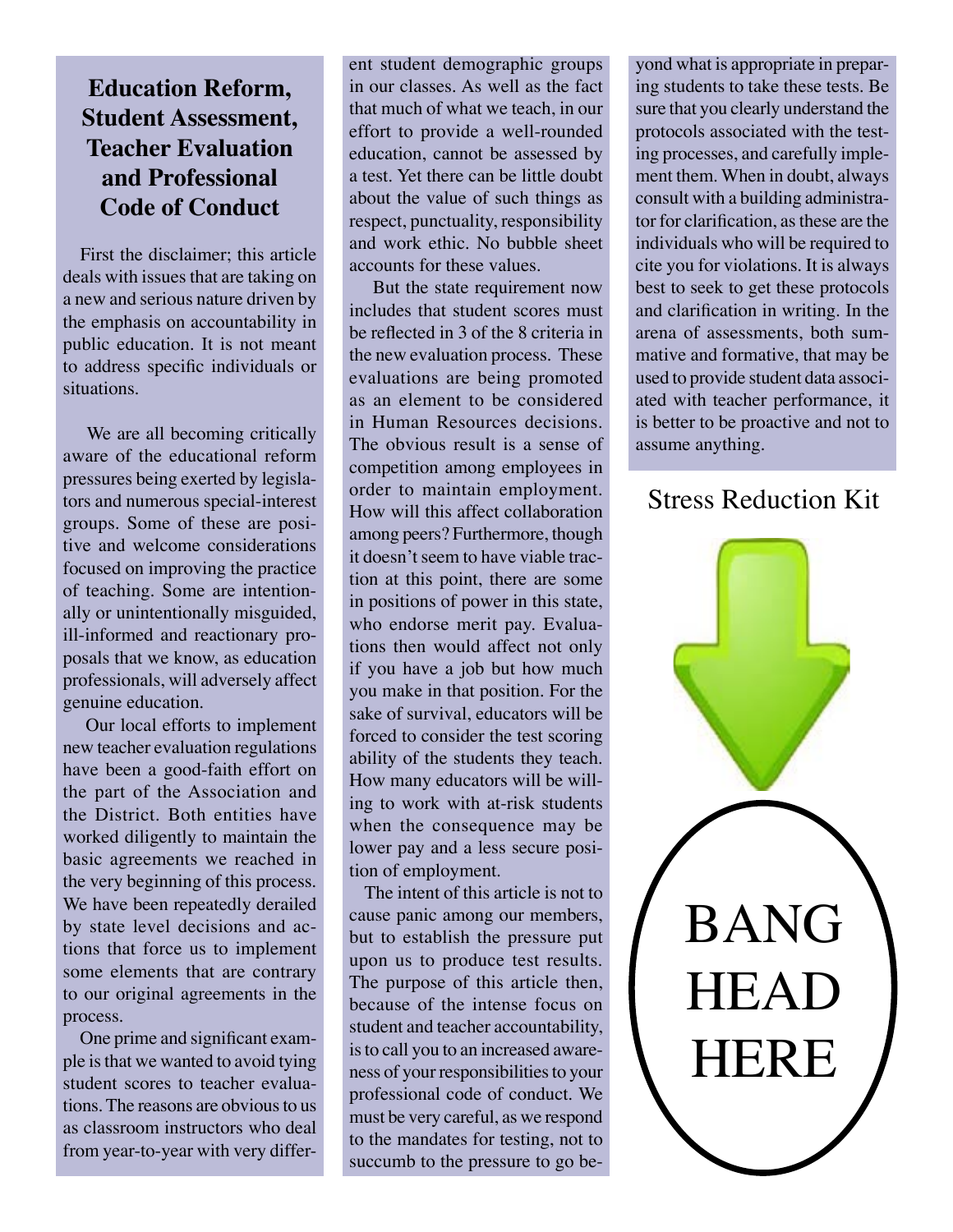## Education Reform, Student Assessment, Teacher Evaluation and Professional Code of Conduct

First the disclaimer; this article deals with issues that are taking on a new and serious nature driven by the emphasis on accountability in public education. It is not meant to address specific individuals or situations.

We are all becoming critically aware of the educational reform pressures being exerted by legislators and numerous special-interest groups. Some of these are positive and welcome considerations focused on improving the practice of teaching. Some are intentionally or unintentionally misguided, ill-informed and reactionary proposals that we know, as education professionals, will adversely affect genuine education.

Our local efforts to implement new teacher evaluation regulations have been a good-faith effort on the part of the Association and the District. Both entities have worked diligently to maintain the basic agreements we reached in the very beginning of this process. We have been repeatedly derailed by state level decisions and actions that force us to implement some elements that are contrary to our original agreements in the process.

One prime and significant example is that we wanted to avoid tying student scores to teacher evaluations. The reasons are obvious to us as classroom instructors who deal from year-to-year with very different student demographic groups in our classes. As well as the fact that much of what we teach, in our effort to provide a well-rounded education, cannot be assessed by a test. Yet there can be little doubt about the value of such things as respect, punctuality, responsibility and work ethic. No bubble sheet accounts for these values.

But the state requirement now includes that student scores must be reflected in 3 of the 8 criteria in the new evaluation process. These evaluations are being promoted as an element to be considered in Human Resources decisions. The obvious result is a sense of competition among employees in order to maintain employment. How will this affect collaboration among peers? Furthermore, though it doesn't seem to have viable traction at this point, there are some in positions of power in this state, who endorse merit pay. Evaluations then would affect not only if you have a job but how much you make in that position. For the sake of survival, educators will be forced to consider the test scoring ability of the students they teach. How many educators will be willing to work with at-risk students when the consequence may be lower pay and a less secure position of employment.

The intent of this article is not to cause panic among our members, but to establish the pressure put upon us to produce test results. The purpose of this article then, because of the intense focus on student and teacher accountability, is to call you to an increased awareness of your responsibilities to your professional code of conduct. We must be very careful, as we respond to the mandates for testing, not to succumb to the pressure to go beyond what is appropriate in preparing students to take these tests. Be sure that you clearly understand the protocols associated with the testing processes, and carefully implement them. When in doubt, always consult with a building administrator for clarification, as these are the individuals who will be required to cite you for violations. It is always best to seek to get these protocols and clarification in writing. In the arena of assessments, both summative and formative, that may be used to provide student data associated with teacher performance, it is better to be proactive and not to assume anything.

Stress Reduction Kit

BANG HEAD HERE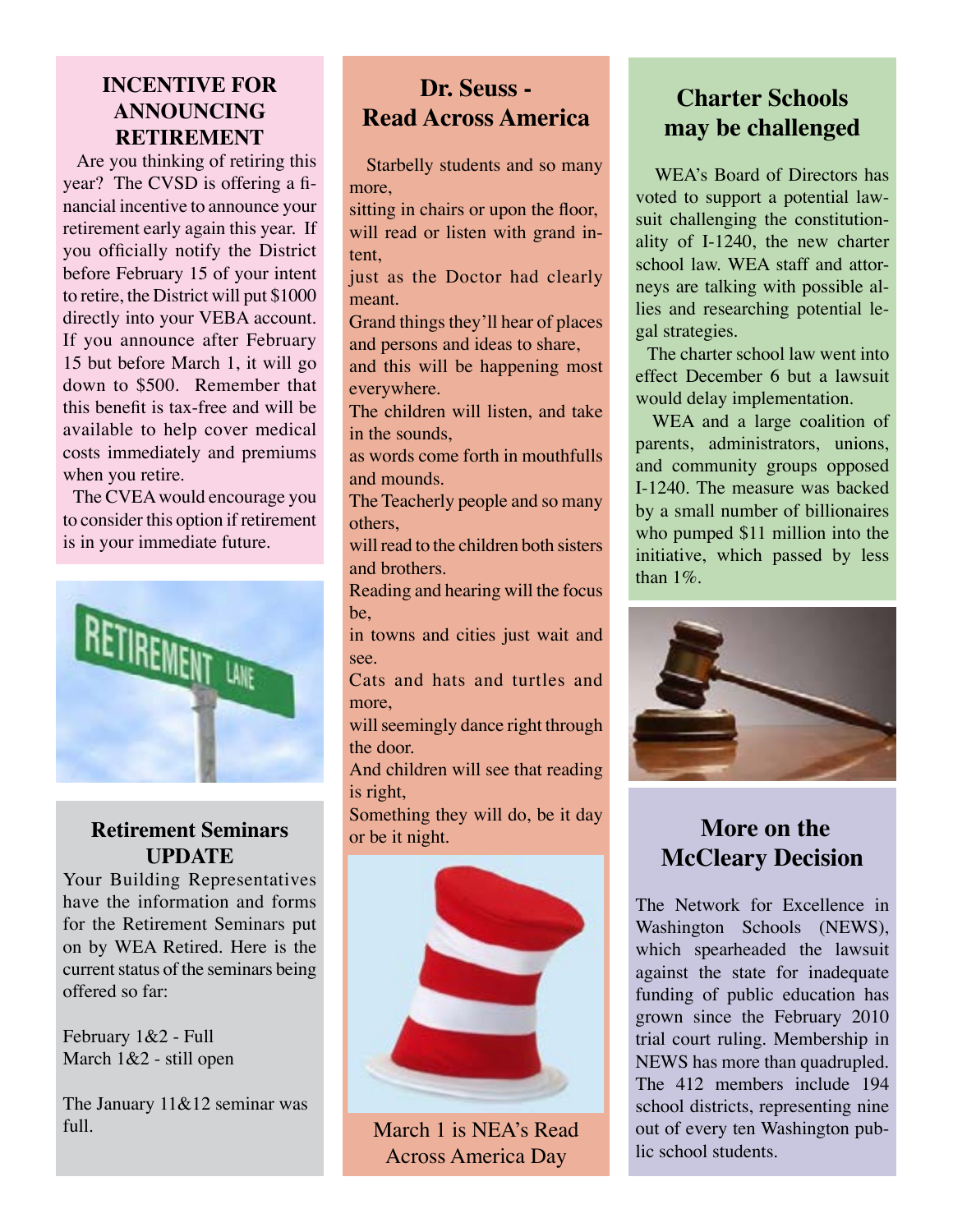## INCENTIVE FOR ANNOUNCING RETIREMENT

Are you thinking of retiring this year? The CVSD is offering a financial incentive to announce your retirement early again this year. If you officially notify the District before February 15 of your intent to retire, the District will put $1000 directly into your VEBA account. If you announce after February 15 but before March 1, it will go down to $500. Remember that this benefit is tax-free and will be available to help cover medical costs immediately and premiums when you retire.

The CVEA would encourage you to consider this option if retirement is in your immediate future.

## Retirement Seminars UPDATE

Your Building Representatives have the information and forms for the Retirement Seminars put on by WEA Retired. Here is the current status of the seminars being offered so far:

February 1&2 - Full
March 1&2 - still open

The January 11&12 seminar was full.

## Dr. Seuss - Read Across America

Starbelly students and so many more,
sitting in chairs or upon the floor,
will read or listen with grand intent,
just as the Doctor had clearly meant.
Grand things they'll hear of places and persons and ideas to share,
and this will be happening most everywhere.
The children will listen, and take in the sounds,
as words come forth in mouthfulls and mounds.
The Teacherly people and so many others,
will read to the children both sisters and brothers.
Reading and hearing will the focus be,
in towns and cities just wait and see.
Cats and hats and turtles and more,
will seemingly dance right through the door.
And children will see that reading is right,
Something they will do, be it day or be it night.

March 1 is NEA's Read Across America Day

## Charter Schools may be challenged

WEA's Board of Directors has voted to support a potential lawsuit challenging the constitutionality of I-1240, the new charter school law. WEA staff and attorneys are talking with possible allies and researching potential legal strategies.

The charter school law went into effect December 6 but a lawsuit would delay implementation.

WEA and a large coalition of parents, administrators, unions, and community groups opposed I-1240. The measure was backed by a small number of billionaires who pumped $11 million into the initiative, which passed by less than 1%.

## More on the McCleary Decision

The Network for Excellence in Washington Schools (NEWS), which spearheaded the lawsuit against the state for inadequate funding of public education has grown since the February 2010 trial court ruling. Membership in NEWS has more than quadrupled. The 412 members include 194 school districts, representing nine out of every ten Washington public school students.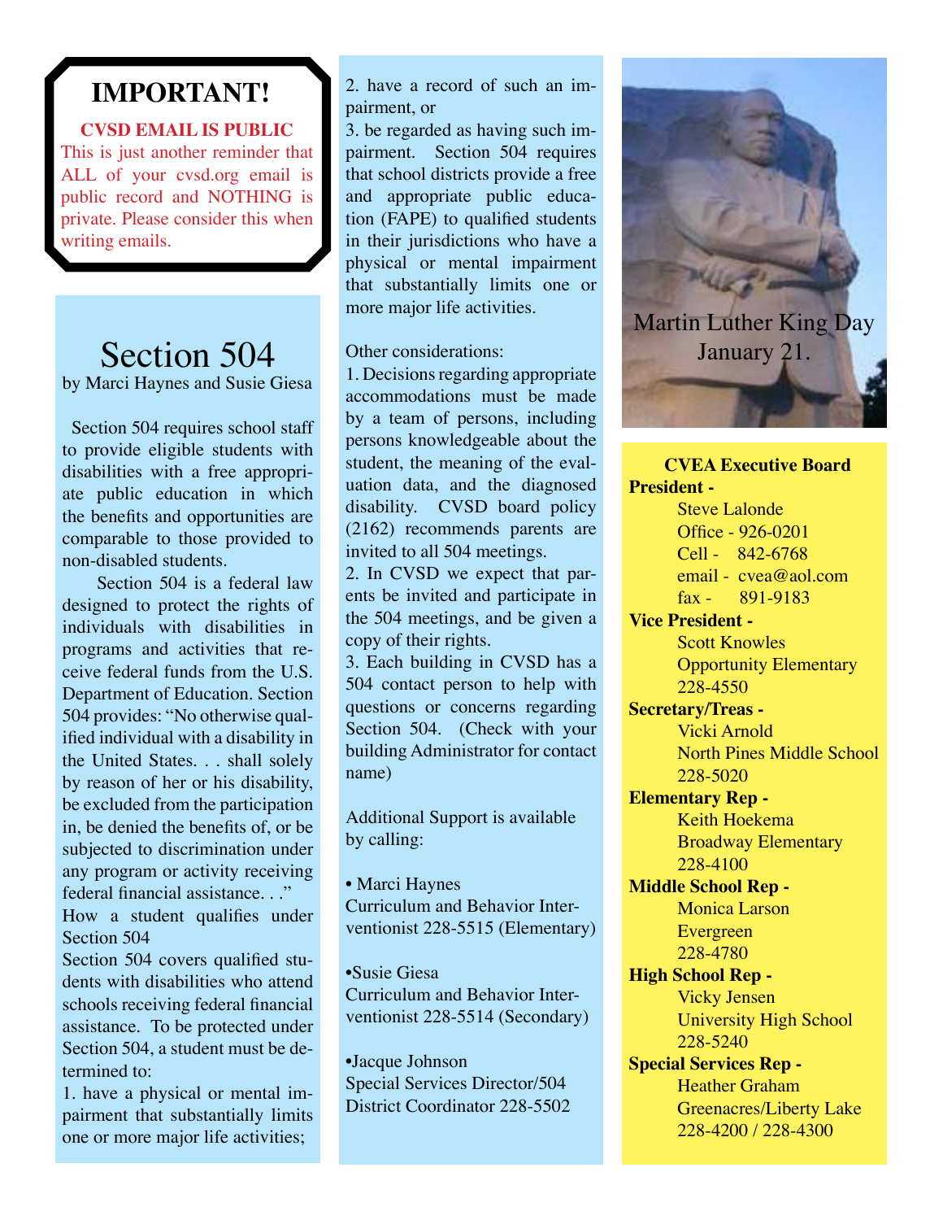## IMPORTANT!

**CVSD EMAIL IS PUBLIC**

This is just another reminder that ALL of your cvsd.org email is public record and NOTHING is private. Please consider this when writing emails.

# Section 504

by Marci Haynes and Susie Giesa

Section 504 requires school staff to provide eligible students with disabilities with a free appropriate public education in which the benefits and opportunities are comparable to those provided to non-disabled students.

Section 504 is a federal law designed to protect the rights of individuals with disabilities in programs and activities that receive federal funds from the U.S. Department of Education. Section 504 provides: "No otherwise qualified individual with a disability in the United States. . . shall solely by reason of her or his disability, be excluded from the participation in, be denied the benefits of, or be subjected to discrimination under any program or activity receiving federal financial assistance. . ."

How a student qualifies under Section 504

Section 504 covers qualified students with disabilities who attend schools receiving federal financial assistance. To be protected under Section 504, a student must be determined to:

1. have a physical or mental impairment that substantially limits one or more major life activities;
2. have a record of such an impairment, or
3. be regarded as having such impairment. Section 504 requires that school districts provide a free and appropriate public education (FAPE) to qualified students in their jurisdictions who have a physical or mental impairment that substantially limits one or more major life activities.

Other considerations:

1. Decisions regarding appropriate accommodations must be made by a team of persons, including persons knowledgeable about the student, the meaning of the evaluation data, and the diagnosed disability. CVSD board policy (2162) recommends parents are invited to all 504 meetings.
2. In CVSD we expect that parents be invited and participate in the 504 meetings, and be given a copy of their rights.
3. Each building in CVSD has a 504 contact person to help with questions or concerns regarding Section 504. (Check with your building Administrator for contact name)

Additional Support is available by calling:

- Marci Haynes
  Curriculum and Behavior Interventionist 228-5515 (Elementary)
- Susie Giesa
  Curriculum and Behavior Interventionist 228-5514 (Secondary)
- Jacque Johnson
  Special Services Director/504 District Coordinator 228-5502

Martin Luther King Day
January 21.

**CVEA Executive Board**

**President -**
Steve Lalonde
Office - 926-0201
Cell - 842-6768
email - cvea@aol.com
fax - 891-9183

**Vice President -**
Scott Knowles
Opportunity Elementary
228-4550

**Secretary/Treas -**
Vicki Arnold
North Pines Middle School
228-5020

**Elementary Rep -**
Keith Hoekema
Broadway Elementary
228-4100

**Middle School Rep -**
Monica Larson
Evergreen
228-4780

**High School Rep -**
Vicky Jensen
University High School
228-5240

**Special Services Rep -**
Heather Graham
Greenacres/Liberty Lake
228-4200 / 228-4300